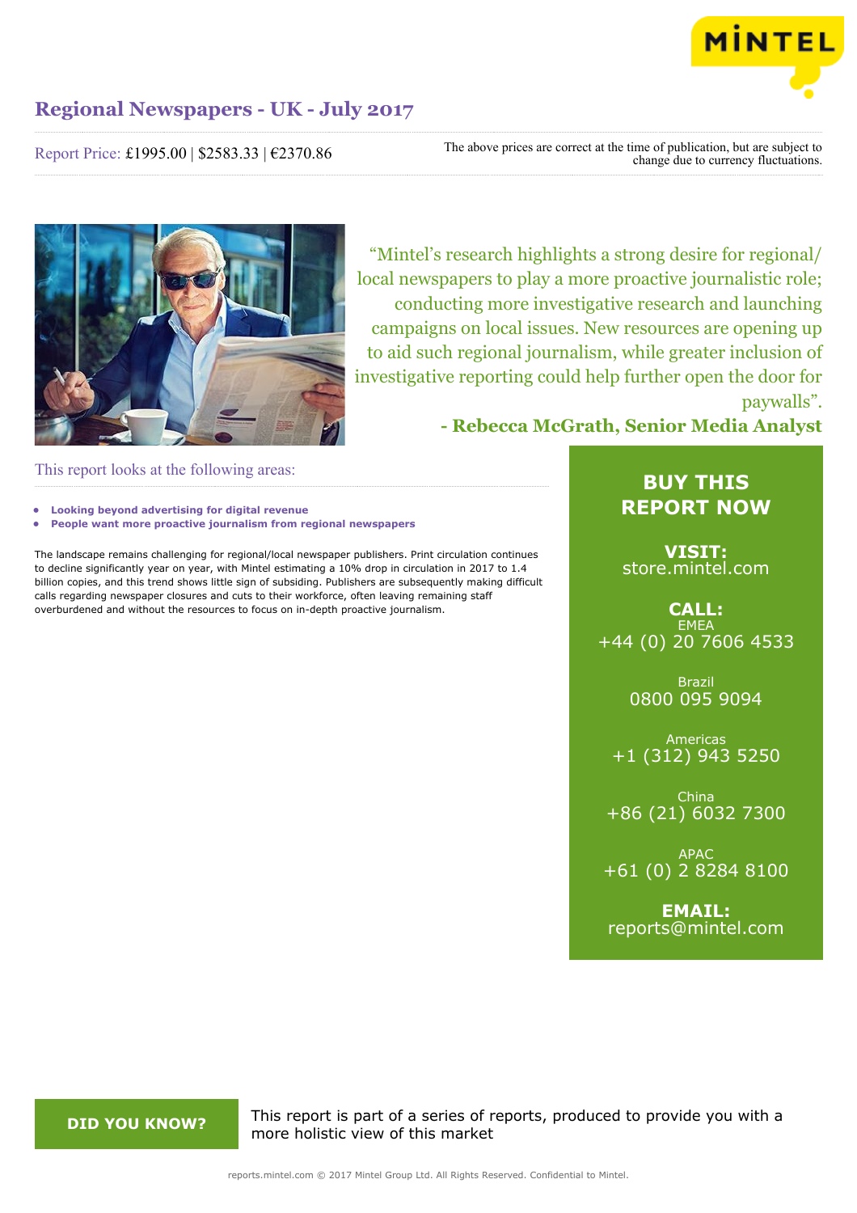# Regional Newspapers - UK - July 2017

Report Price: £1995.00 | $2583.33 | €2370.86

The above prices are correct at the time of publication, but are subject to change due to currency fluctuations.

"Mintel's research highlights a strong desire for regional/local newspapers to play a more proactive journalistic role; conducting more investigative research and launching campaigns on local issues. New resources are opening up to aid such regional journalism, while greater inclusion of investigative reporting could help further open the door for paywalls".

**- Rebecca McGrath, Senior Media Analyst**

## This report looks at the following areas:

- **Looking beyond advertising for digital revenue**
- **People want more proactive journalism from regional newspapers**

The landscape remains challenging for regional/local newspaper publishers. Print circulation continues to decline significantly year on year, with Mintel estimating a 10% drop in circulation in 2017 to 1.4 billion copies, and this trend shows little sign of subsiding. Publishers are subsequently making difficult calls regarding newspaper closures and cuts to their workforce, often leaving remaining staff overburdened and without the resources to focus on in-depth proactive journalism.

**BUY THIS REPORT NOW**

**VISIT:** store.mintel.com

**CALL:**
EMEA
+44 (0) 20 7606 4533

Brazil
0800 095 9094

Americas
+1 (312) 943 5250

China
+86 (21) 6032 7300

APAC
+61 (0) 2 8284 8100

**EMAIL:** reports@mintel.com

**DID YOU KNOW?**

This report is part of a series of reports, produced to provide you with a more holistic view of this market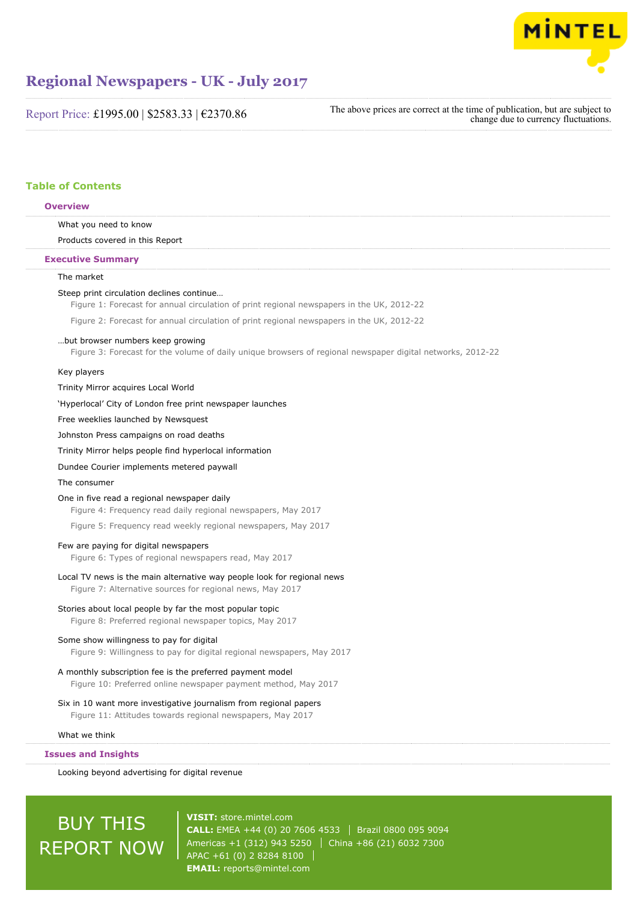# Regional Newspapers - UK - July 2017

Report Price: £1995.00 | $2583.33 | €2370.86

The above prices are correct at the time of publication, but are subject to change due to currency fluctuations.

## Table of Contents

### Overview

What you need to know

Products covered in this Report

### Executive Summary

The market

Steep print circulation declines continue…

Figure 1: Forecast for annual circulation of print regional newspapers in the UK, 2012-22

Figure 2: Forecast for annual circulation of print regional newspapers in the UK, 2012-22

…but browser numbers keep growing

Figure 3: Forecast for the volume of daily unique browsers of regional newspaper digital networks, 2012-22

Key players

Trinity Mirror acquires Local World

'Hyperlocal' City of London free print newspaper launches

Free weeklies launched by Newsquest

Johnston Press campaigns on road deaths

Trinity Mirror helps people find hyperlocal information

Dundee Courier implements metered paywall

The consumer

One in five read a regional newspaper daily

Figure 4: Frequency read daily regional newspapers, May 2017

Figure 5: Frequency read weekly regional newspapers, May 2017

Few are paying for digital newspapers

Figure 6: Types of regional newspapers read, May 2017

Local TV news is the main alternative way people look for regional news

Figure 7: Alternative sources for regional news, May 2017

Stories about local people by far the most popular topic

Figure 8: Preferred regional newspaper topics, May 2017

Some show willingness to pay for digital

Figure 9: Willingness to pay for digital regional newspapers, May 2017

A monthly subscription fee is the preferred payment model

Figure 10: Preferred online newspaper payment method, May 2017

Six in 10 want more investigative journalism from regional papers

Figure 11: Attitudes towards regional newspapers, May 2017

What we think

### Issues and Insights

Looking beyond advertising for digital revenue

BUY THIS REPORT NOW

**VISIT:** store.mintel.com
**CALL:** EMEA +44 (0) 20 7606 4533 | Brazil 0800 095 9094
Americas +1 (312) 943 5250 | China +86 (21) 6032 7300
APAC +61 (0) 2 8284 8100
**EMAIL:** reports@mintel.com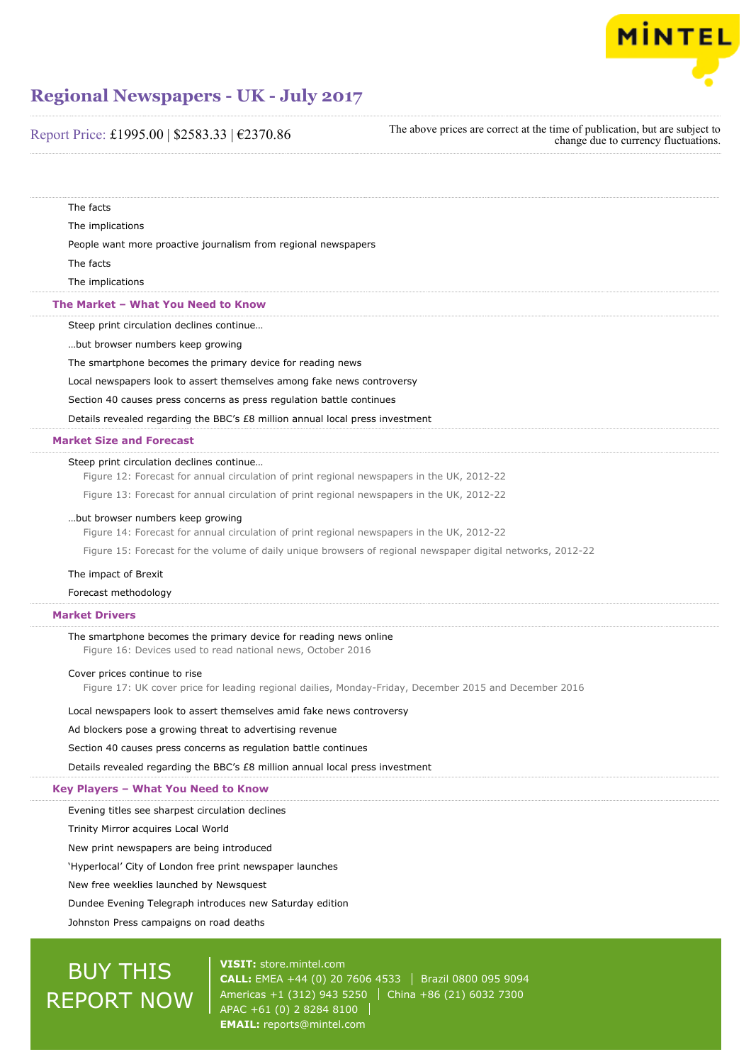The facts

The implications

People want more proactive journalism from regional newspapers

The facts

The implications

## The Market – What You Need to Know

Steep print circulation declines continue…

…but browser numbers keep growing

The smartphone becomes the primary device for reading news

Local newspapers look to assert themselves among fake news controversy

Section 40 causes press concerns as press regulation battle continues

Details revealed regarding the BBC's £8 million annual local press investment

## Market Size and Forecast

Steep print circulation declines continue…

Figure 12: Forecast for annual circulation of print regional newspapers in the UK, 2012-22

Figure 13: Forecast for annual circulation of print regional newspapers in the UK, 2012-22

…but browser numbers keep growing

Figure 14: Forecast for annual circulation of print regional newspapers in the UK, 2012-22

Figure 15: Forecast for the volume of daily unique browsers of regional newspaper digital networks, 2012-22

The impact of Brexit

Forecast methodology

## Market Drivers

The smartphone becomes the primary device for reading news online

Figure 16: Devices used to read national news, October 2016

Cover prices continue to rise

Figure 17: UK cover price for leading regional dailies, Monday-Friday, December 2015 and December 2016

Local newspapers look to assert themselves amid fake news controversy

Ad blockers pose a growing threat to advertising revenue

Section 40 causes press concerns as regulation battle continues

Details revealed regarding the BBC's £8 million annual local press investment

## Key Players – What You Need to Know

Evening titles see sharpest circulation declines

Trinity Mirror acquires Local World

New print newspapers are being introduced

'Hyperlocal' City of London free print newspaper launches

New free weeklies launched by Newsquest

Dundee Evening Telegraph introduces new Saturday edition

Johnston Press campaigns on road deaths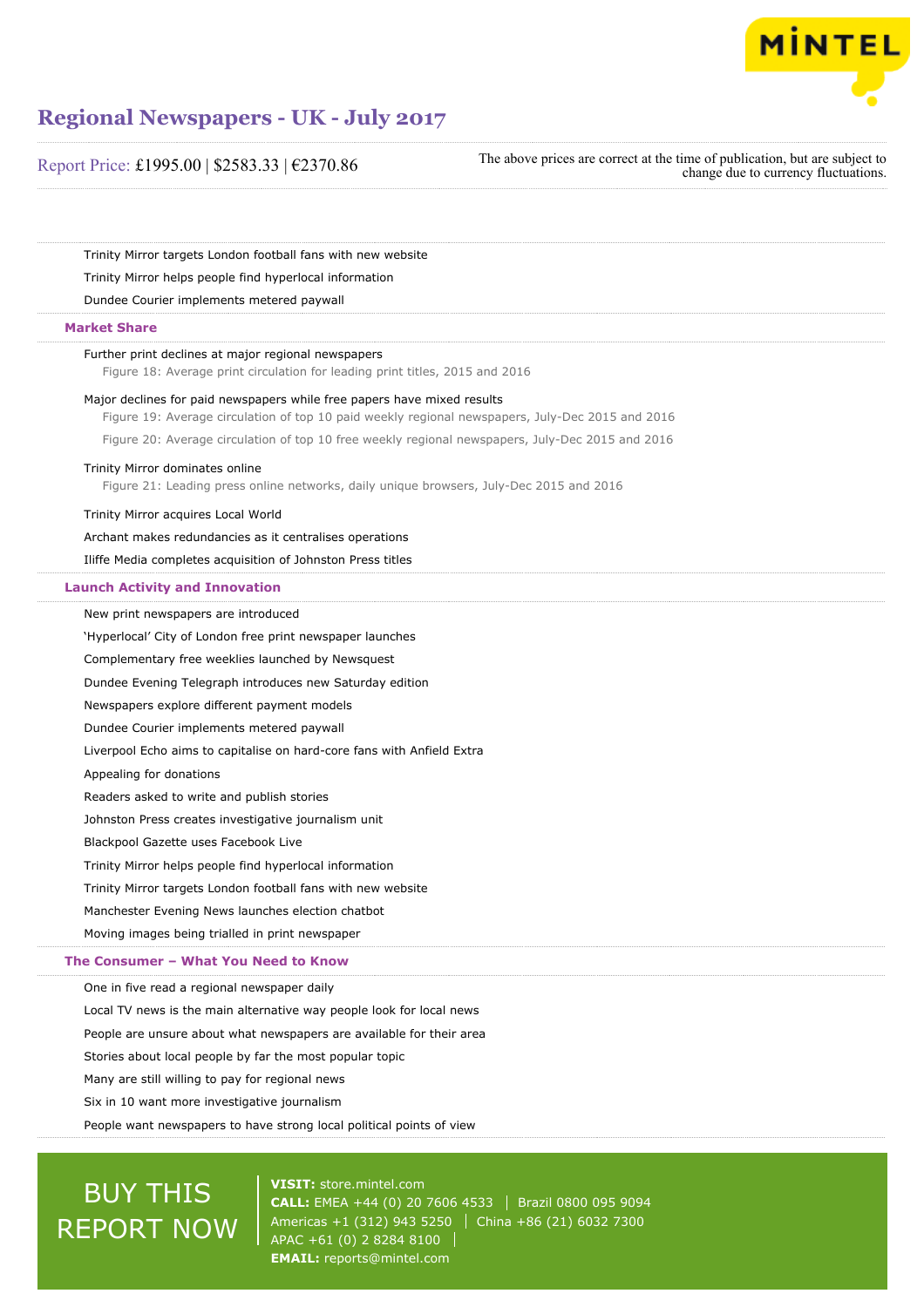Trinity Mirror targets London football fans with new website

Trinity Mirror helps people find hyperlocal information

Dundee Courier implements metered paywall

## Market Share

Further print declines at major regional newspapers

Figure 18: Average print circulation for leading print titles, 2015 and 2016

Major declines for paid newspapers while free papers have mixed results

Figure 19: Average circulation of top 10 paid weekly regional newspapers, July-Dec 2015 and 2016

Figure 20: Average circulation of top 10 free weekly regional newspapers, July-Dec 2015 and 2016

Trinity Mirror dominates online

Figure 21: Leading press online networks, daily unique browsers, July-Dec 2015 and 2016

Trinity Mirror acquires Local World

Archant makes redundancies as it centralises operations

Iliffe Media completes acquisition of Johnston Press titles

## Launch Activity and Innovation

New print newspapers are introduced

'Hyperlocal' City of London free print newspaper launches

Complementary free weeklies launched by Newsquest

Dundee Evening Telegraph introduces new Saturday edition

Newspapers explore different payment models

Dundee Courier implements metered paywall

Liverpool Echo aims to capitalise on hard-core fans with Anfield Extra

Appealing for donations

Readers asked to write and publish stories

Johnston Press creates investigative journalism unit

Blackpool Gazette uses Facebook Live

Trinity Mirror helps people find hyperlocal information

Trinity Mirror targets London football fans with new website

Manchester Evening News launches election chatbot

Moving images being trialled in print newspaper

## The Consumer – What You Need to Know

One in five read a regional newspaper daily

Local TV news is the main alternative way people look for local news

People are unsure about what newspapers are available for their area

Stories about local people by far the most popular topic

Many are still willing to pay for regional news

Six in 10 want more investigative journalism

People want newspapers to have strong local political points of view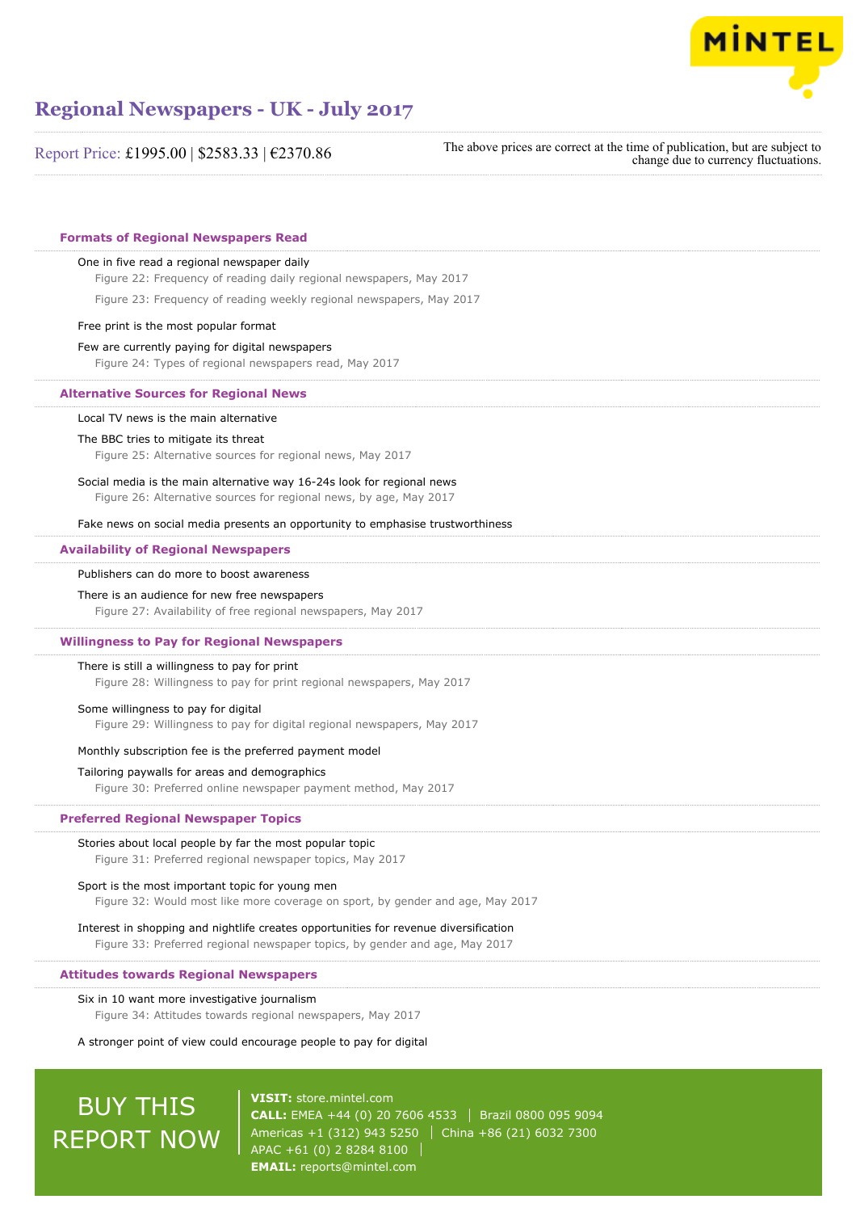# Regional Newspapers - UK - July 2017

Report Price: £1995.00 | $2583.33 | €2370.86

The above prices are correct at the time of publication, but are subject to change due to currency fluctuations.

## Formats of Regional Newspapers Read

One in five read a regional newspaper daily

Figure 22: Frequency of reading daily regional newspapers, May 2017

Figure 23: Frequency of reading weekly regional newspapers, May 2017

Free print is the most popular format

Few are currently paying for digital newspapers

Figure 24: Types of regional newspapers read, May 2017

## Alternative Sources for Regional News

Local TV news is the main alternative

The BBC tries to mitigate its threat

Figure 25: Alternative sources for regional news, May 2017

Social media is the main alternative way 16-24s look for regional news

Figure 26: Alternative sources for regional news, by age, May 2017

Fake news on social media presents an opportunity to emphasise trustworthiness

## Availability of Regional Newspapers

Publishers can do more to boost awareness

There is an audience for new free newspapers

Figure 27: Availability of free regional newspapers, May 2017

## Willingness to Pay for Regional Newspapers

There is still a willingness to pay for print

Figure 28: Willingness to pay for print regional newspapers, May 2017

Some willingness to pay for digital

Figure 29: Willingness to pay for digital regional newspapers, May 2017

Monthly subscription fee is the preferred payment model

Tailoring paywalls for areas and demographics

Figure 30: Preferred online newspaper payment method, May 2017

## Preferred Regional Newspaper Topics

Stories about local people by far the most popular topic

Figure 31: Preferred regional newspaper topics, May 2017

Sport is the most important topic for young men

Figure 32: Would most like more coverage on sport, by gender and age, May 2017

Interest in shopping and nightlife creates opportunities for revenue diversification

Figure 33: Preferred regional newspaper topics, by gender and age, May 2017

## Attitudes towards Regional Newspapers

Six in 10 want more investigative journalism

Figure 34: Attitudes towards regional newspapers, May 2017

A stronger point of view could encourage people to pay for digital

BUY THIS REPORT NOW

**VISIT:** store.mintel.com
**CALL:** EMEA +44 (0) 20 7606 4533 | Brazil 0800 095 9094
Americas +1 (312) 943 5250 | China +86 (21) 6032 7300
APAC +61 (0) 2 8284 8100 |
**EMAIL:** reports@mintel.com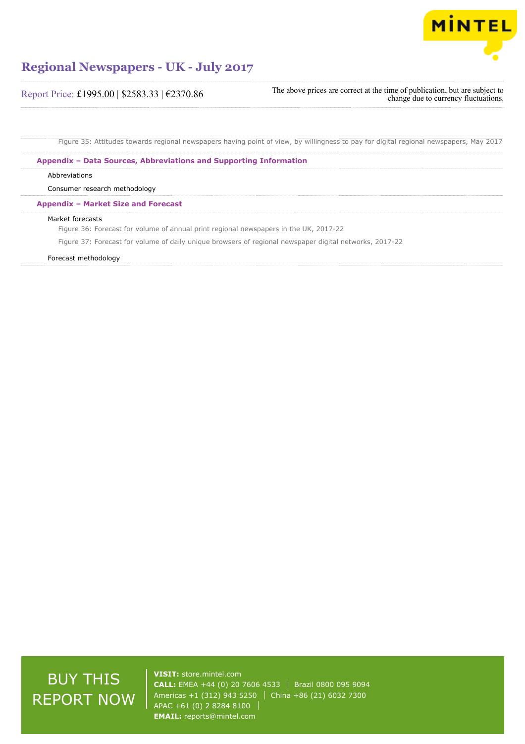Figure 35: Attitudes towards regional newspapers having point of view, by willingness to pay for digital regional newspapers, May 2017

**Appendix – Data Sources, Abbreviations and Supporting Information**

Abbreviations

Consumer research methodology

**Appendix – Market Size and Forecast**

Market forecasts

Figure 36: Forecast for volume of annual print regional newspapers in the UK, 2017-22

Figure 37: Forecast for volume of daily unique browsers of regional newspaper digital networks, 2017-22

Forecast methodology

BUY THIS REPORT NOW

**VISIT:** store.mintel.com
**CALL:** EMEA +44 (0) 20 7606 4533 | Brazil 0800 095 9094
Americas +1 (312) 943 5250 | China +86 (21) 6032 7300
APAC +61 (0) 2 8284 8100
**EMAIL:** reports@mintel.com